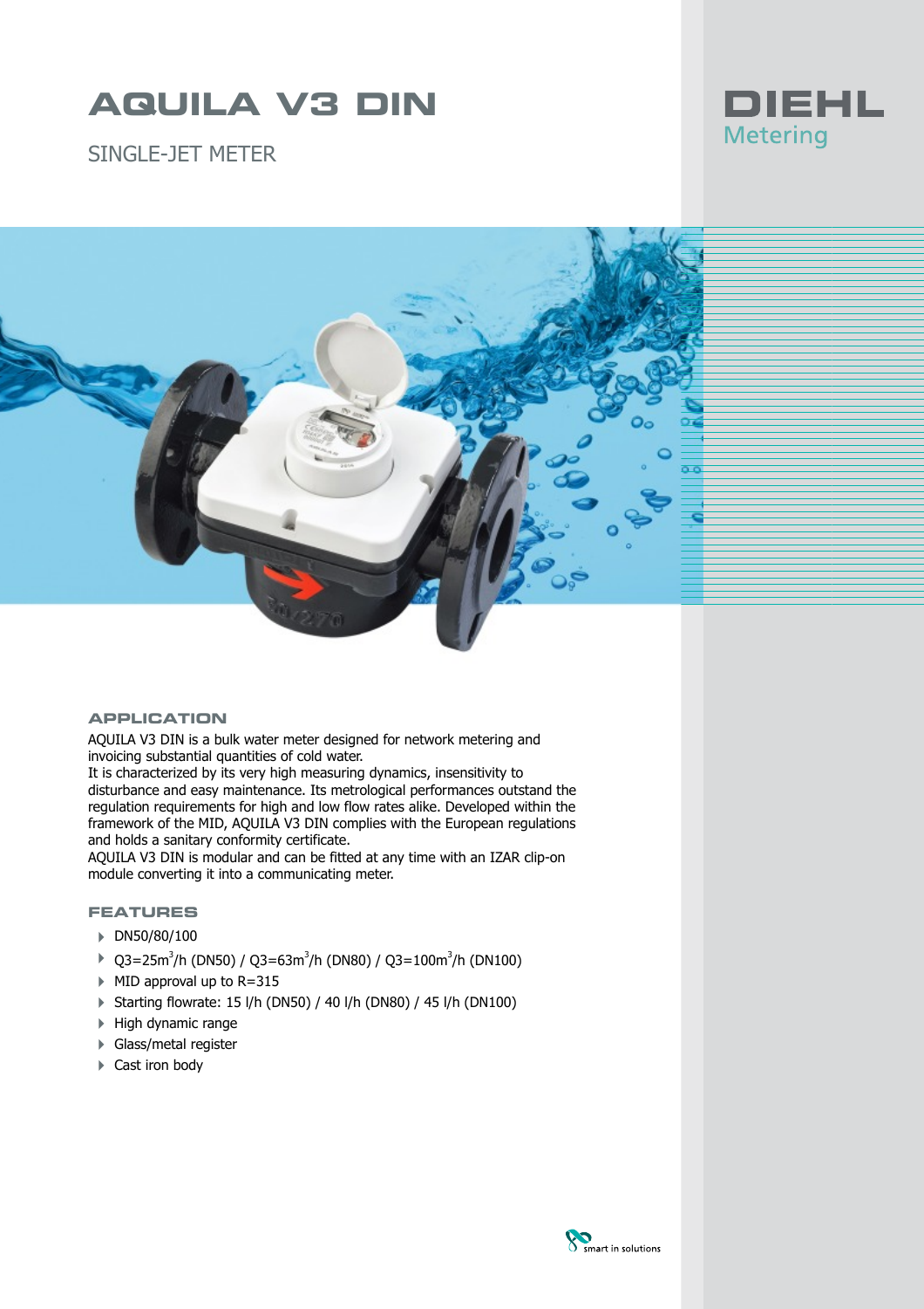# AQUILA V3 DIN

SINGLE-JET METER

DIEHL Metering

## APPLICATION

AQUILA V3 DIN is a bulk water meter designed for network metering and invoicing substantial quantities of cold water.
It is characterized by its very high measuring dynamics, insensitivity to disturbance and easy maintenance. Its metrological performances outstand the regulation requirements for high and low flow rates alike. Developed within the framework of the MID, AQUILA V3 DIN complies with the European regulations and holds a sanitary conformity certificate.
AQUILA V3 DIN is modular and can be fitted at any time with an IZAR clip-on module converting it into a communicating meter.

## FEATURES

- DN50/80/100
- Q3=25m$^3$/h (DN50) / Q3=63m$^3$/h (DN80) / Q3=100m$^3$/h (DN100)
- MID approval up to R=315
- Starting flowrate: 15 l/h (DN50) / 40 l/h (DN80) / 45 l/h (DN100)
- High dynamic range
- Glass/metal register
- Cast iron body

smart in solutions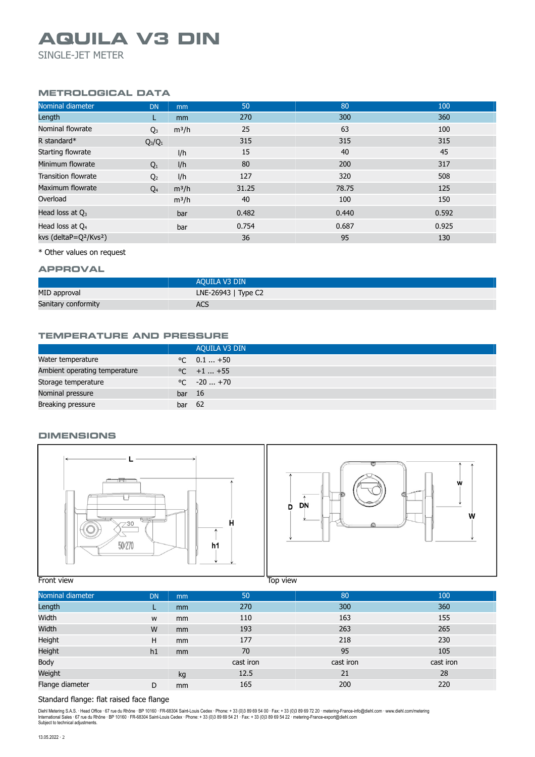# AQUILA V3 DIN

SINGLE-JET METER

## METROLOGICAL DATA

| Nominal diameter | DN | mm | 50 | 80 | 100 |
|---|---|---|---|---|---|
| Length | L | mm | 270 | 300 | 360 |
| Nominal flowrate | $Q_3$ | m³/h | 25 | 63 | 100 |
| R standard* | $Q_3/Q_1$ | | 315 | 315 | 315 |
| Starting flowrate | | l/h | 15 | 40 | 45 |
| Minimum flowrate | $Q_1$ | l/h | 80 | 200 | 317 |
| Transition flowrate | $Q_2$ | l/h | 127 | 320 | 508 |
| Maximum flowrate | $Q_4$ | m³/h | 31.25 | 78.75 | 125 |
| Overload | | m³/h | 40 | 100 | 150 |
| Head loss at $Q_3$ | | bar | 0.482 | 0.440 | 0.592 |
| Head loss at $Q_4$ | | bar | 0.754 | 0.687 | 0.925 |
| kvs (deltaP=$Q^2/Kvs^2$) | | | 36 | 95 | 130 |

\* Other values on request

## APPROVAL

| | AQUILA V3 DIN |
|---|---|
| MID approval | LNE-26943 \| Type C2 |
| Sanitary conformity | ACS |

## TEMPERATURE AND PRESSURE

| | | AQUILA V3 DIN |
|---|---|---|
| Water temperature | °C | 0.1 ... +50 |
| Ambient operating temperature | °C | +1 ... +55 |
| Storage temperature | °C | -20 ... +70 |
| Nominal pressure | bar | 16 |
| Breaking pressure | bar | 62 |

## DIMENSIONS

Front view

Top view

| Nominal diameter | DN | mm | 50 | 80 | 100 |
|---|---|---|---|---|---|
| Length | L | mm | 270 | 300 | 360 |
| Width | w | mm | 110 | 163 | 155 |
| Width | W | mm | 193 | 263 | 265 |
| Height | H | mm | 177 | 218 | 230 |
| Height | h1 | mm | 70 | 95 | 105 |
| Body | | | cast iron | cast iron | cast iron |
| Weight | | kg | 12.5 | 21 | 28 |
| Flange diameter | D | mm | 165 | 200 | 220 |

Standard flange: flat raised face flange

Diehl Metering S.A.S. · Head Office · 67 rue du Rhône · BP 10160 · FR-68304 Saint-Louis Cedex · Phone: + 33 (0)3 89 69 54 00 · Fax: + 33 (0)3 89 69 72 20 · metering-France-info@diehl.com · www.diehl.com/metering
International Sales · 67 rue du Rhône · BP 10160 · FR-68304 Saint-Louis Cedex · Phone: + 33 (0)3 89 69 54 21 · Fax: + 33 (0)3 89 69 54 22 · metering-France-export@diehl.com
Subject to technical adjustments.

13.05.2022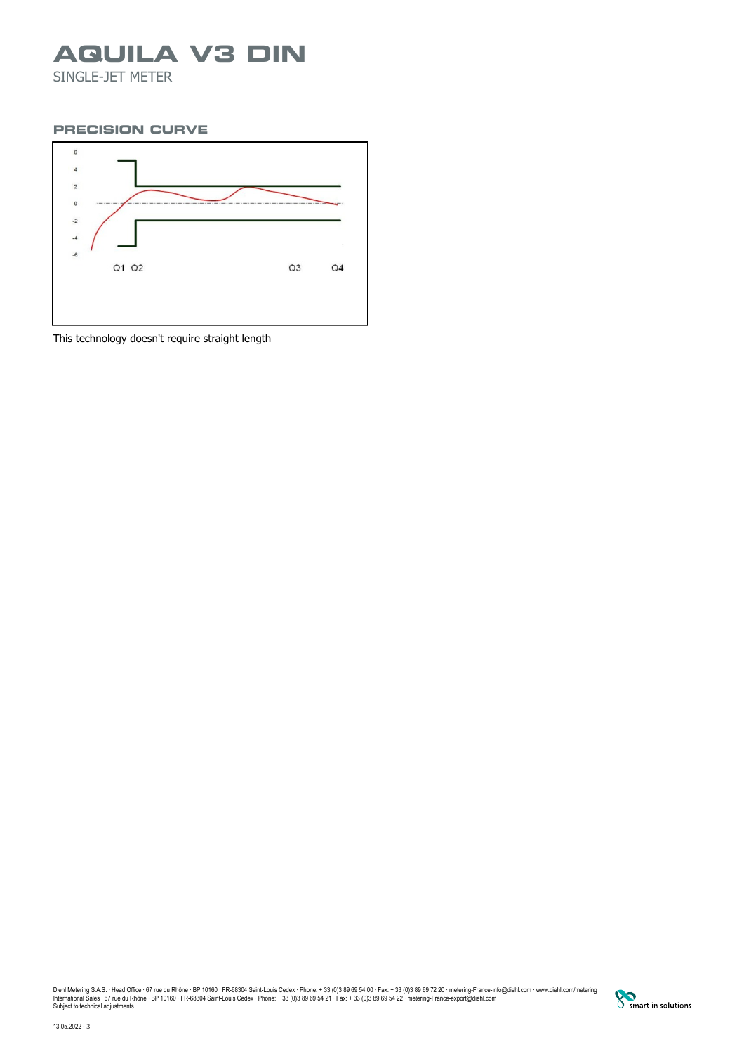# AQUILA V3 DIN

SINGLE-JET METER

## PRECISION CURVE

6
4
2
0
-2
-4
-6

Q1 Q2 Q3 Q4

This technology doesn't require straight length

Diehl Metering S.A.S. · Head Office · 67 rue du Rhône · BP 10160 · FR-68304 Saint-Louis Cedex · Phone: + 33 (0)3 89 69 54 00 · Fax: + 33 (0)3 89 69 72 20 · metering-France-info@diehl.com · www.diehl.com/metering
International Sales · 67 rue du Rhône · BP 10160 · FR-68304 Saint-Louis Cedex · Phone: + 33 (0)3 89 69 54 21 · Fax: + 33 (0)3 89 69 54 22 · metering-France-export@diehl.com
Subject to technical adjustments.

smart in solutions

13.05.2022